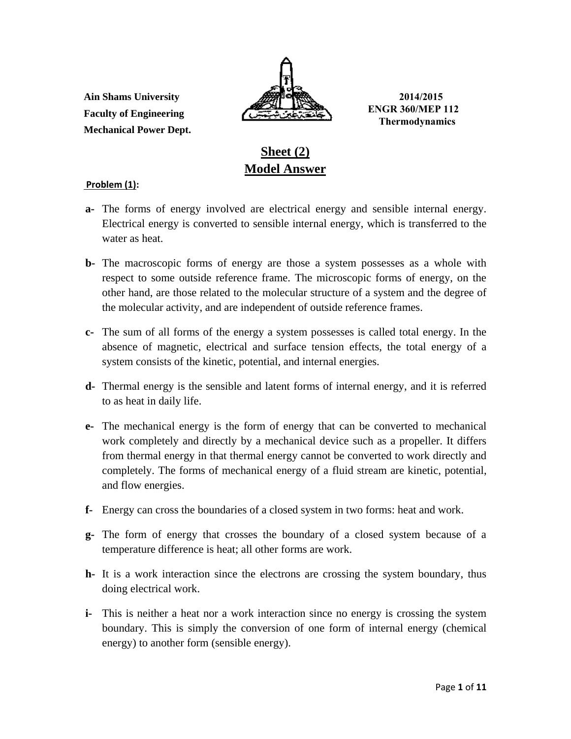Ain Shams University
Faculty of Engineering
Mechanical Power Dept.

2014/2015
ENGR 360/MEP 112
Thermodynamics

# Sheet (2)
# Model Answer

**Problem (1):**

**a-** The forms of energy involved are electrical energy and sensible internal energy. Electrical energy is converted to sensible internal energy, which is transferred to the water as heat.

**b-** The macroscopic forms of energy are those a system possesses as a whole with respect to some outside reference frame. The microscopic forms of energy, on the other hand, are those related to the molecular structure of a system and the degree of the molecular activity, and are independent of outside reference frames.

**c-** The sum of all forms of the energy a system possesses is called total energy. In the absence of magnetic, electrical and surface tension effects, the total energy of a system consists of the kinetic, potential, and internal energies.

**d-** Thermal energy is the sensible and latent forms of internal energy, and it is referred to as heat in daily life.

**e-** The mechanical energy is the form of energy that can be converted to mechanical work completely and directly by a mechanical device such as a propeller. It differs from thermal energy in that thermal energy cannot be converted to work directly and completely. The forms of mechanical energy of a fluid stream are kinetic, potential, and flow energies.

**f-** Energy can cross the boundaries of a closed system in two forms: heat and work.

**g-** The form of energy that crosses the boundary of a closed system because of a temperature difference is heat; all other forms are work.

**h-** It is a work interaction since the electrons are crossing the system boundary, thus doing electrical work.

**i-** This is neither a heat nor a work interaction since no energy is crossing the system boundary. This is simply the conversion of one form of internal energy (chemical energy) to another form (sensible energy).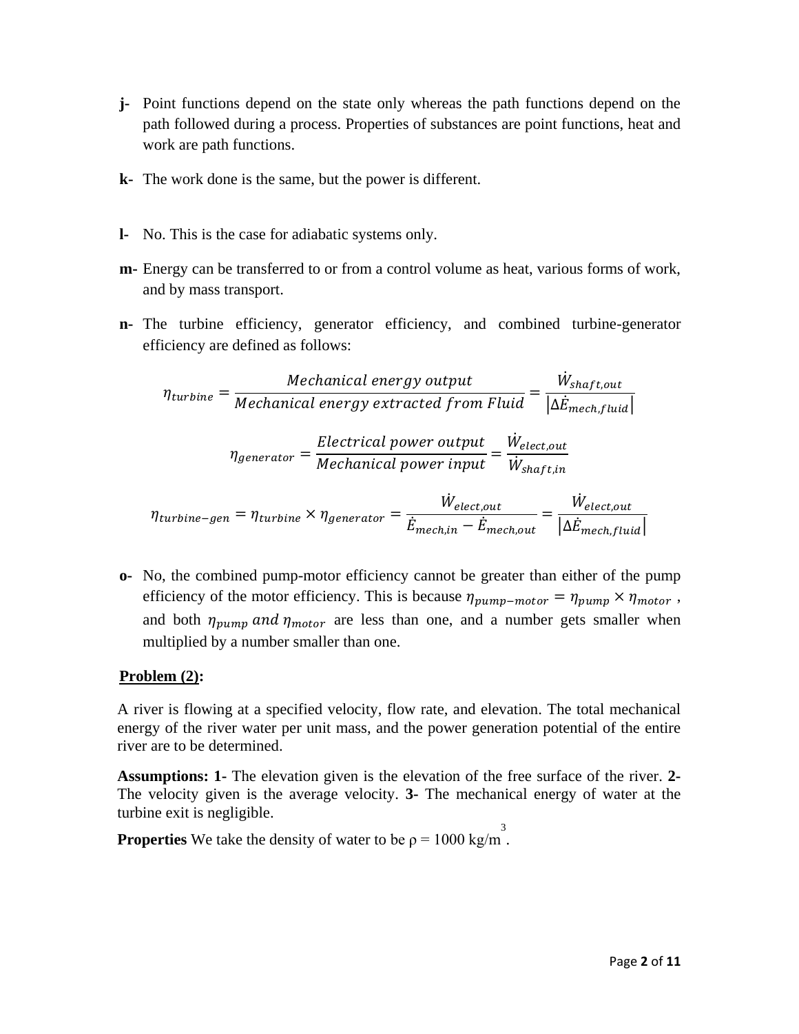**j-** Point functions depend on the state only whereas the path functions depend on the path followed during a process. Properties of substances are point functions, heat and work are path functions.

**k-** The work done is the same, but the power is different.

**l-** No. This is the case for adiabatic systems only.

**m-** Energy can be transferred to or from a control volume as heat, various forms of work, and by mass transport.

**n-** The turbine efficiency, generator efficiency, and combined turbine-generator efficiency are defined as follows:

$$\eta_{turbine} = \frac{Mechanical\ energy\ output}{Mechanical\ energy\ extracted\ from\ Fluid} = \frac{\dot{W}_{shaft,out}}{\left|\Delta \dot{E}_{mech,fluid}\right|}$$

$$\eta_{generator} = \frac{Electrical\ power\ output}{Mechanical\ power\ input} = \frac{\dot{W}_{elect,out}}{\dot{W}_{shaft,in}}$$

$$\eta_{turbine-gen} = \eta_{turbine} \times \eta_{generator} = \frac{\dot{W}_{elect,out}}{\dot{E}_{mech,in} - \dot{E}_{mech,out}} = \frac{\dot{W}_{elect,out}}{\left|\Delta \dot{E}_{mech,fluid}\right|}$$

**o-** No, the combined pump-motor efficiency cannot be greater than either of the pump efficiency of the motor efficiency. This is because $\eta_{pump-motor} = \eta_{pump} \times \eta_{motor}$ , and both $\eta_{pump}\ and\ \eta_{motor}$ are less than one, and a number gets smaller when multiplied by a number smaller than one.

**Problem (2):**

A river is flowing at a specified velocity, flow rate, and elevation. The total mechanical energy of the river water per unit mass, and the power generation potential of the entire river are to be determined.

**Assumptions: 1-** The elevation given is the elevation of the free surface of the river. **2-** The velocity given is the average velocity. **3-** The mechanical energy of water at the turbine exit is negligible.

**Properties** We take the density of water to be $\rho = 1000\ kg/m^3$.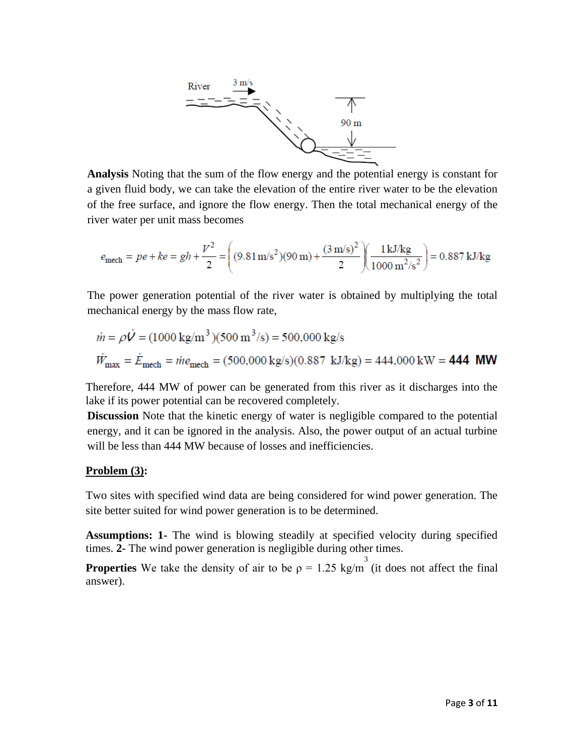**Analysis** Noting that the sum of the flow energy and the potential energy is constant for a given fluid body, we can take the elevation of the entire river water to be the elevation of the free surface, and ignore the flow energy. Then the total mechanical energy of the river water per unit mass becomes

$$e_{\text{mech}} = pe + ke = gh + \frac{V^2}{2} = \left( (9.81\,\text{m/s}^2)(90\,\text{m}) + \frac{(3\,\text{m/s})^2}{2} \right)\left( \frac{1\,\text{kJ/kg}}{1000\,\text{m}^2/\text{s}^2} \right) = 0.887\,\text{kJ/kg}$$

The power generation potential of the river water is obtained by multiplying the total mechanical energy by the mass flow rate,

$$\dot{m} = \rho \dot{V} = (1000\,\text{kg/m}^3)(500\,\text{m}^3/\text{s}) = 500{,}000\,\text{kg/s}$$

$$\dot{W}_{\max} = \dot{E}_{\text{mech}} = \dot{m}e_{\text{mech}} = (500{,}000\,\text{kg/s})(0.887\ \text{kJ/kg}) = 444{,}000\,\text{kW} = \mathbf{444\ MW}$$

Therefore, 444 MW of power can be generated from this river as it discharges into the lake if its power potential can be recovered completely.

**Discussion** Note that the kinetic energy of water is negligible compared to the potential energy, and it can be ignored in the analysis. Also, the power output of an actual turbine will be less than 444 MW because of losses and inefficiencies.

**Problem (3):**

Two sites with specified wind data are being considered for wind power generation. The site better suited for wind power generation is to be determined.

**Assumptions: 1-** The wind is blowing steadily at specified velocity during specified times. **2-** The wind power generation is negligible during other times.

**Properties** We take the density of air to be $\rho = 1.25\ \text{kg/m}^3$ (it does not affect the final answer).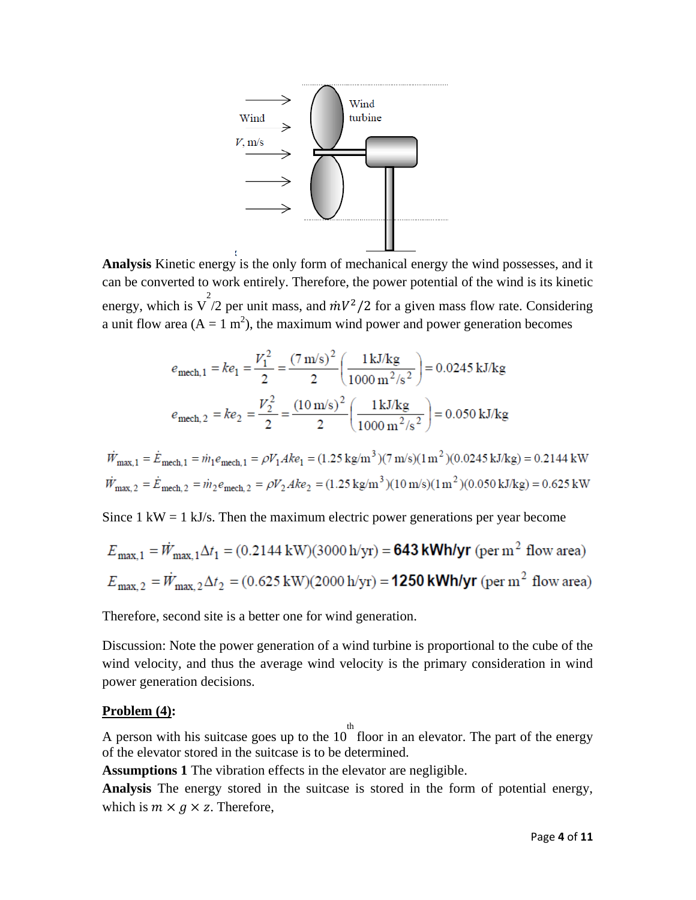**Analysis** Kinetic energy is the only form of mechanical energy the wind possesses, and it can be converted to work entirely. Therefore, the power potential of the wind is its kinetic energy, which is $V^2/2$ per unit mass, and $\dot{m}V^2/2$ for a given mass flow rate. Considering a unit flow area ($A = 1\ \text{m}^2$), the maximum wind power and power generation becomes

$$e_{\text{mech},1} = ke_1 = \frac{V_1^2}{2} = \frac{(7\ \text{m/s})^2}{2}\left(\frac{1\ \text{kJ/kg}}{1000\ \text{m}^2/\text{s}^2}\right) = 0.0245\ \text{kJ/kg}$$

$$e_{\text{mech},2} = ke_2 = \frac{V_2^2}{2} = \frac{(10\ \text{m/s})^2}{2}\left(\frac{1\ \text{kJ/kg}}{1000\ \text{m}^2/\text{s}^2}\right) = 0.050\ \text{kJ/kg}$$

$$\dot{W}_{\max,1} = \dot{E}_{\text{mech},1} = \dot{m}_1 e_{\text{mech},1} = \rho V_1 A ke_1 = (1.25\ \text{kg/m}^3)(7\ \text{m/s})(1\ \text{m}^2)(0.0245\ \text{kJ/kg}) = 0.2144\ \text{kW}$$

$$\dot{W}_{\max,2} = \dot{E}_{\text{mech},2} = \dot{m}_2 e_{\text{mech},2} = \rho V_2 A ke_2 = (1.25\ \text{kg/m}^3)(10\ \text{m/s})(1\ \text{m}^2)(0.050\ \text{kJ/kg}) = 0.625\ \text{kW}$$

Since 1 kW = 1 kJ/s. Then the maximum electric power generations per year become

$$E_{\max,1} = \dot{W}_{\max,1}\Delta t_1 = (0.2144\ \text{kW})(3000\ \text{h/yr}) = \mathbf{643\ kWh/yr}\ \text{(per m}^2\text{ flow area)}$$

$$E_{\max,2} = \dot{W}_{\max,2}\Delta t_2 = (0.625\ \text{kW})(2000\ \text{h/yr}) = \mathbf{1250\ kWh/yr}\ \text{(per m}^2\text{ flow area)}$$

Therefore, second site is a better one for wind generation.

Discussion: Note the power generation of a wind turbine is proportional to the cube of the wind velocity, and thus the average wind velocity is the primary consideration in wind power generation decisions.

**Problem (4):**

A person with his suitcase goes up to the $10^{th}$ floor in an elevator. The part of the energy of the elevator stored in the suitcase is to be determined.

**Assumptions 1** The vibration effects in the elevator are negligible.

**Analysis** The energy stored in the suitcase is stored in the form of potential energy, which is $m \times g \times z$. Therefore,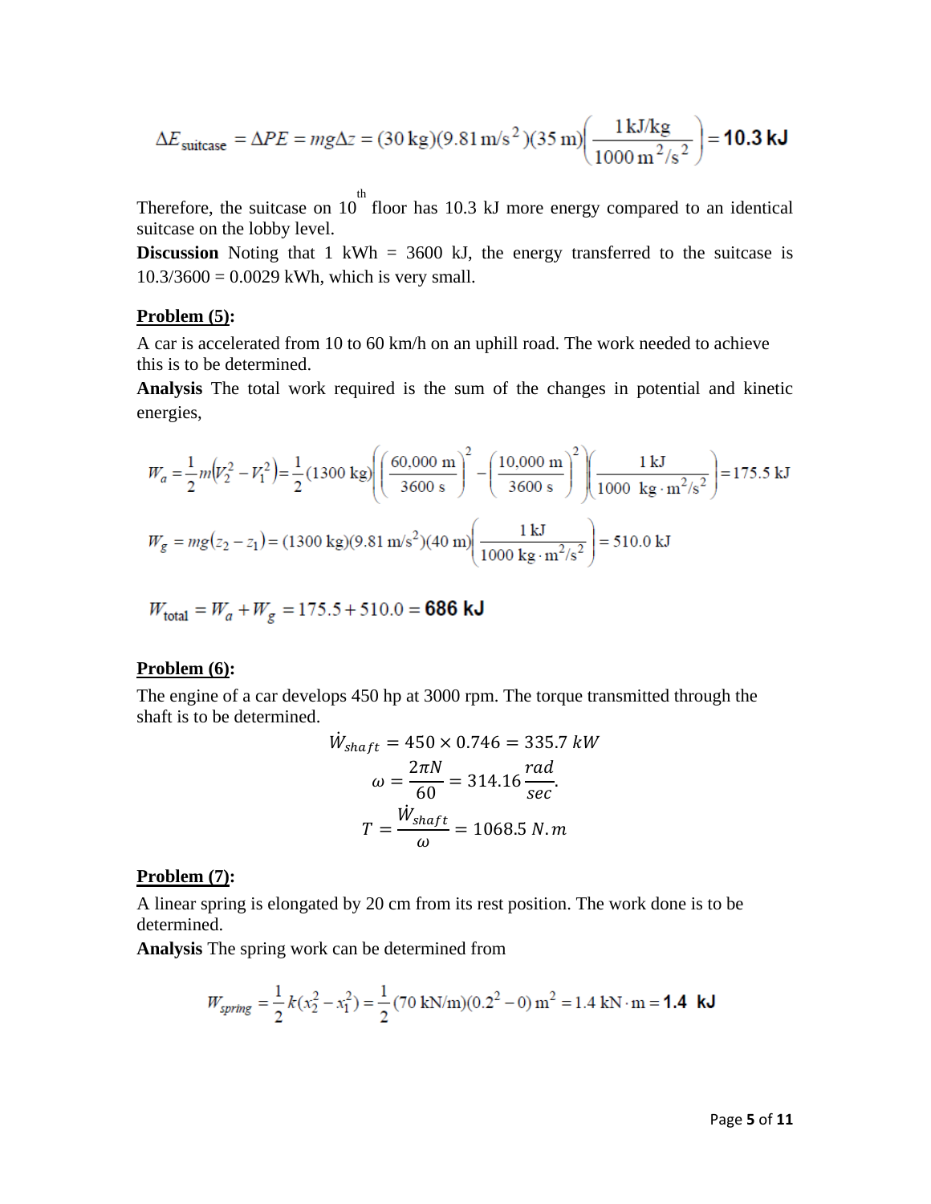$$\Delta E_{\text{suitcase}} = \Delta PE = mg\Delta z = (30\text{ kg})(9.81\text{ m/s}^2)(35\text{ m})\left(\frac{1\text{ kJ/kg}}{1000\text{ m}^2/\text{s}^2}\right) = \mathbf{10.3\text{ kJ}}$$

Therefore, the suitcase on 10th floor has 10.3 kJ more energy compared to an identical suitcase on the lobby level.

**Discussion** Noting that 1 kWh = 3600 kJ, the energy transferred to the suitcase is 10.3/3600 = 0.0029 kWh, which is very small.

**Problem (5):**

A car is accelerated from 10 to 60 km/h on an uphill road. The work needed to achieve this is to be determined.

**Analysis** The total work required is the sum of the changes in potential and kinetic energies,

$$W_a = \frac{1}{2}m\left(V_2^2 - V_1^2\right) = \frac{1}{2}(1300\text{ kg})\left(\left(\frac{60{,}000\text{ m}}{3600\text{ s}}\right)^2 - \left(\frac{10{,}000\text{ m}}{3600\text{ s}}\right)^2\right)\left(\frac{1\text{ kJ}}{1000\text{ kg}\cdot\text{m}^2/\text{s}^2}\right) = 175.5\text{ kJ}$$

$$W_g = mg(z_2 - z_1) = (1300\text{ kg})(9.81\text{ m/s}^2)(40\text{ m})\left(\frac{1\text{ kJ}}{1000\text{ kg}\cdot\text{m}^2/\text{s}^2}\right) = 510.0\text{ kJ}$$

$$W_{\text{total}} = W_a + W_g = 175.5 + 510.0 = \mathbf{686\text{ kJ}}$$

**Problem (6):**

The engine of a car develops 450 hp at 3000 rpm. The torque transmitted through the shaft is to be determined.

$$\dot{W}_{shaft} = 450 \times 0.746 = 335.7\ kW$$

$$\omega = \frac{2\pi N}{60} = 314.16\frac{rad}{sec}.$$

$$T = \frac{\dot{W}_{shaft}}{\omega} = 1068.5\ N.m$$

**Problem (7):**

A linear spring is elongated by 20 cm from its rest position. The work done is to be determined.

**Analysis** The spring work can be determined from

$$W_{spring} = \frac{1}{2}k(x_2^2 - x_1^2) = \frac{1}{2}(70\text{ kN/m})(0.2^2 - 0)\text{ m}^2 = 1.4\text{ kN}\cdot\text{m} = \mathbf{1.4\ \ kJ}$$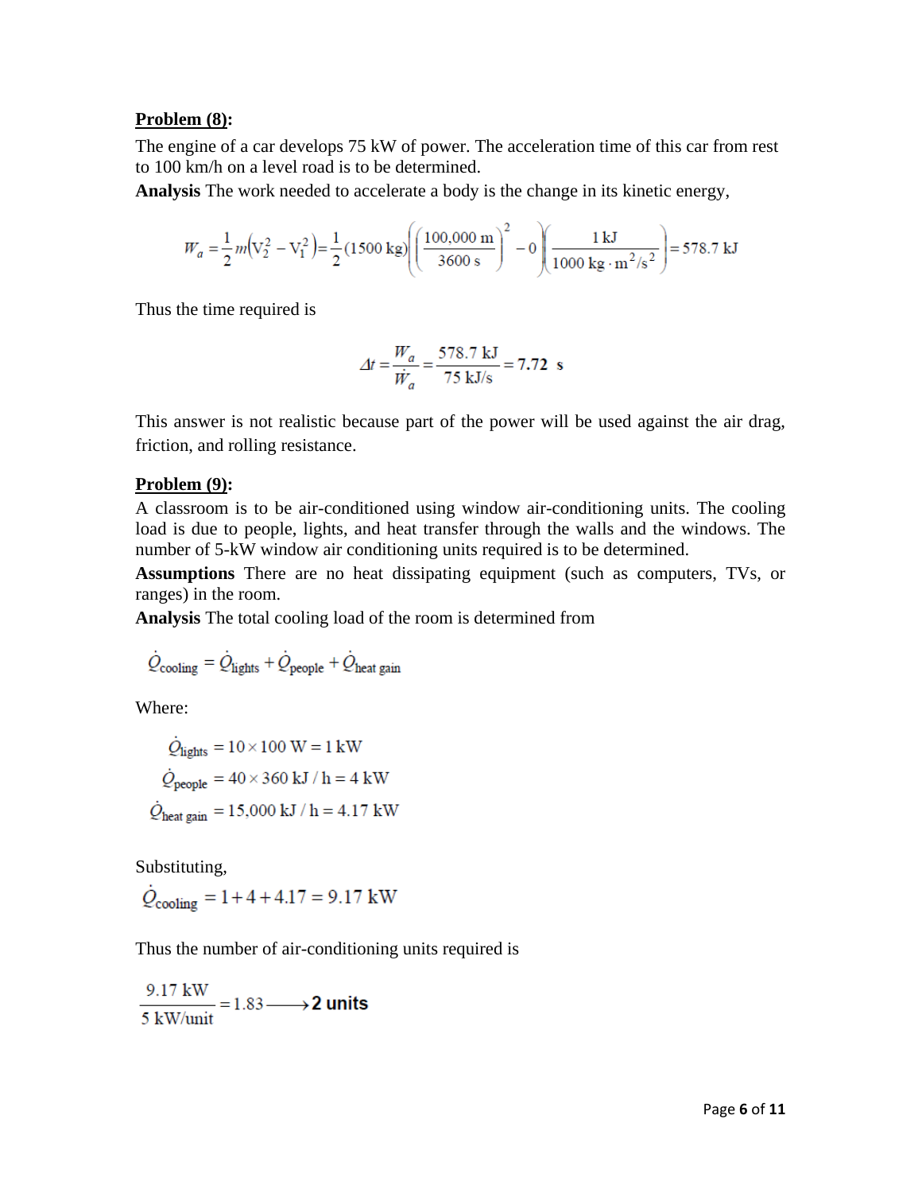**Problem (8):**

The engine of a car develops 75 kW of power. The acceleration time of this car from rest to 100 km/h on a level road is to be determined.

**Analysis** The work needed to accelerate a body is the change in its kinetic energy,

$$W_a = \frac{1}{2}m\left(V_2^2 - V_1^2\right) = \frac{1}{2}(1500\text{ kg})\left(\left(\frac{100{,}000\text{ m}}{3600\text{ s}}\right)^2 - 0\right)\left(\frac{1\text{ kJ}}{1000\text{ kg}\cdot\text{m}^2/\text{s}^2}\right) = 578.7\text{ kJ}$$

Thus the time required is

$$\Delta t = \frac{W_a}{\dot{W}_a} = \frac{578.7\text{ kJ}}{75\text{ kJ/s}} = \mathbf{7.72\ \ s}$$

This answer is not realistic because part of the power will be used against the air drag, friction, and rolling resistance.

**Problem (9):**

A classroom is to be air-conditioned using window air-conditioning units. The cooling load is due to people, lights, and heat transfer through the walls and the windows. The number of 5-kW window air conditioning units required is to be determined.

**Assumptions** There are no heat dissipating equipment (such as computers, TVs, or ranges) in the room.

**Analysis** The total cooling load of the room is determined from

$$\dot{Q}_{\text{cooling}} = \dot{Q}_{\text{lights}} + \dot{Q}_{\text{people}} + \dot{Q}_{\text{heat gain}}$$

Where:

$$\dot{Q}_{\text{lights}} = 10 \times 100\text{ W} = 1\text{ kW}$$

$$\dot{Q}_{\text{people}} = 40 \times 360\text{ kJ/h} = 4\text{ kW}$$

$$\dot{Q}_{\text{heat gain}} = 15{,}000\text{ kJ/h} = 4.17\text{ kW}$$

Substituting,

$$\dot{Q}_{\text{cooling}} = 1 + 4 + 4.17 = 9.17\text{ kW}$$

Thus the number of air-conditioning units required is

$$\frac{9.17\text{ kW}}{5\text{ kW/unit}} = 1.83 \longrightarrow \mathbf{2\ units}$$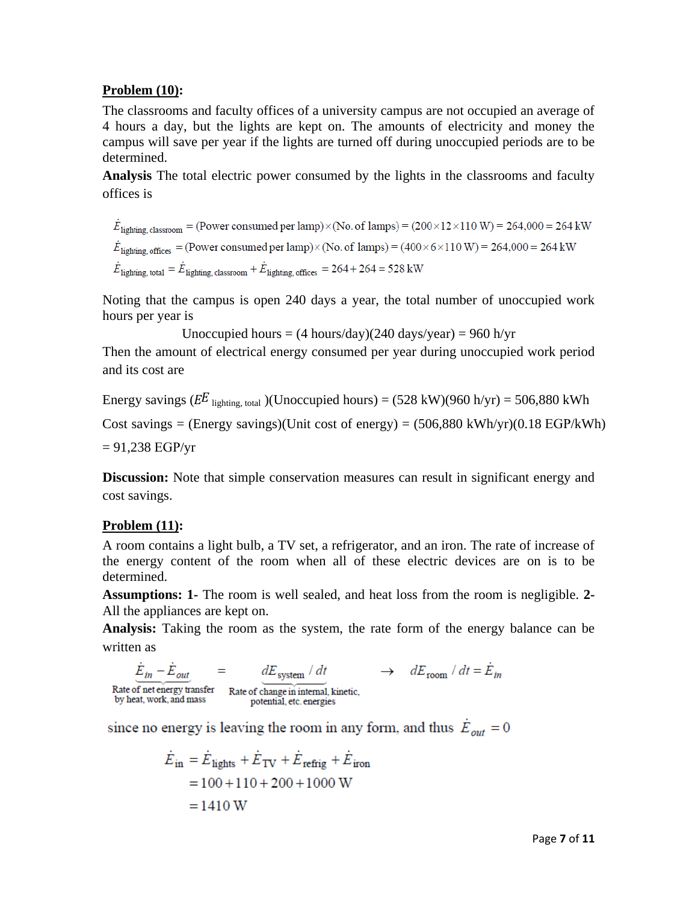**Problem (10):**

The classrooms and faculty offices of a university campus are not occupied an average of 4 hours a day, but the lights are kept on. The amounts of electricity and money the campus will save per year if the lights are turned off during unoccupied periods are to be determined.

**Analysis** The total electric power consumed by the lights in the classrooms and faculty offices is

$$\dot{E}_{\text{lighting, classroom}} = (\text{Power consumed per lamp}) \times (\text{No. of lamps}) = (200 \times 12 \times 110\text{ W}) = 264{,}000 = 264\text{ kW}$$

$$\dot{E}_{\text{lighting, offices}} = (\text{Power consumed per lamp}) \times (\text{No. of lamps}) = (400 \times 6 \times 110\text{ W}) = 264{,}000 = 264\text{ kW}$$

$$\dot{E}_{\text{lighting, total}} = \dot{E}_{\text{lighting, classroom}} + \dot{E}_{\text{lighting, offices}} = 264 + 264 = 528\text{ kW}$$

Noting that the campus is open 240 days a year, the total number of unoccupied work hours per year is

$$\text{Unoccupied hours} = (4\text{ hours/day})(240\text{ days/year}) = 960\text{ h/yr}$$

Then the amount of electrical energy consumed per year during unoccupied work period and its cost are

Energy savings ($EE_{\text{lighting, total}}$)(Unoccupied hours) = (528 kW)(960 h/yr) = 506,880 kWh

Cost savings = (Energy savings)(Unit cost of energy) = (506,880 kWh/yr)(0.18 EGP/kWh) = 91,238 EGP/yr

**Discussion:** Note that simple conservation measures can result in significant energy and cost savings.

**Problem (11):**

A room contains a light bulb, a TV set, a refrigerator, and an iron. The rate of increase of the energy content of the room when all of these electric devices are on is to be determined.

**Assumptions:** **1-** The room is well sealed, and heat loss from the room is negligible. **2-** All the appliances are kept on.

**Analysis:** Taking the room as the system, the rate form of the energy balance can be written as

$$\underbrace{\dot{E}_{in} - \dot{E}_{out}}_{\substack{\text{Rate of net energy transfer} \\ \text{by heat, work, and mass}}} = \underbrace{dE_{\text{system}}/dt}_{\substack{\text{Rate of change in internal, kinetic,} \\ \text{potential, etc. energies}}} \rightarrow dE_{\text{room}}/dt = \dot{E}_{in}$$

since no energy is leaving the room in any form, and thus $\dot{E}_{out} = 0$

$$\begin{aligned}
\dot{E}_{\text{in}} &= \dot{E}_{\text{lights}} + \dot{E}_{\text{TV}} + \dot{E}_{\text{refrig}} + \dot{E}_{\text{iron}} \\
&= 100 + 110 + 200 + 1000\text{ W} \\
&= 1410\text{ W}
\end{aligned}$$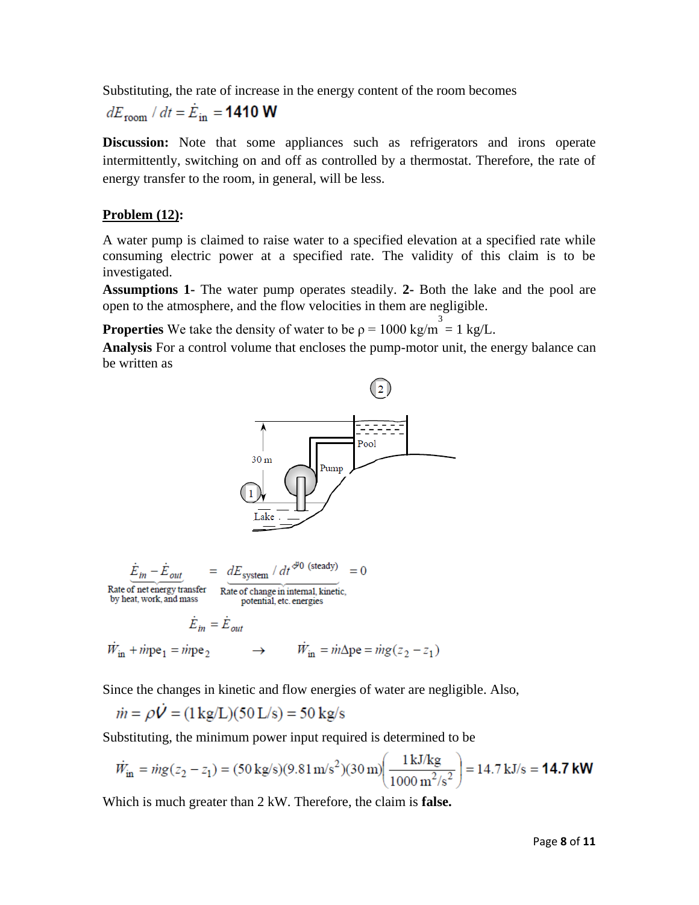Substituting, the rate of increase in the energy content of the room becomes

$$dE_{\text{room}} / dt = \dot{E}_{\text{in}} = \mathbf{1410\ W}$$

**Discussion:** Note that some appliances such as refrigerators and irons operate intermittently, switching on and off as controlled by a thermostat. Therefore, the rate of energy transfer to the room, in general, will be less.

**Problem (12):**

A water pump is claimed to raise water to a specified elevation at a specified rate while consuming electric power at a specified rate. The validity of this claim is to be investigated.

**Assumptions 1-** The water pump operates steadily. **2-** Both the lake and the pool are open to the atmosphere, and the flow velocities in them are negligible.

**Properties** We take the density of water to be $\rho = 1000\ \text{kg/m}^3 = 1\ \text{kg/L}$.

**Analysis** For a control volume that encloses the pump-motor unit, the energy balance can be written as

$$\underbrace{\dot{E}_{in} - \dot{E}_{out}}_{\substack{\text{Rate of net energy transfer} \\ \text{by heat, work, and mass}}} = \underbrace{dE_{\text{system}} / dt^{\nearrow 0\ (\text{steady})}}_{\substack{\text{Rate of change in internal, kinetic,} \\ \text{potential, etc. energies}}} = 0$$

$$\dot{E}_{in} = \dot{E}_{out}$$

$$\dot{W}_{\text{in}} + \dot{m}\text{pe}_1 = \dot{m}\text{pe}_2 \quad \rightarrow \quad \dot{W}_{\text{in}} = \dot{m}\Delta\text{pe} = \dot{m}g(z_2 - z_1)$$

Since the changes in kinetic and flow energies of water are negligible. Also,

$$\dot{m} = \rho\dot{V} = (1\ \text{kg/L})(50\ \text{L/s}) = 50\ \text{kg/s}$$

Substituting, the minimum power input required is determined to be

$$\dot{W}_{\text{in}} = \dot{m}g(z_2 - z_1) = (50\ \text{kg/s})(9.81\ \text{m/s}^2)(30\ \text{m})\left(\frac{1\ \text{kJ/kg}}{1000\ \text{m}^2/\text{s}^2}\right) = 14.7\ \text{kJ/s} = \mathbf{14.7\ kW}$$

Which is much greater than 2 kW. Therefore, the claim is **false.**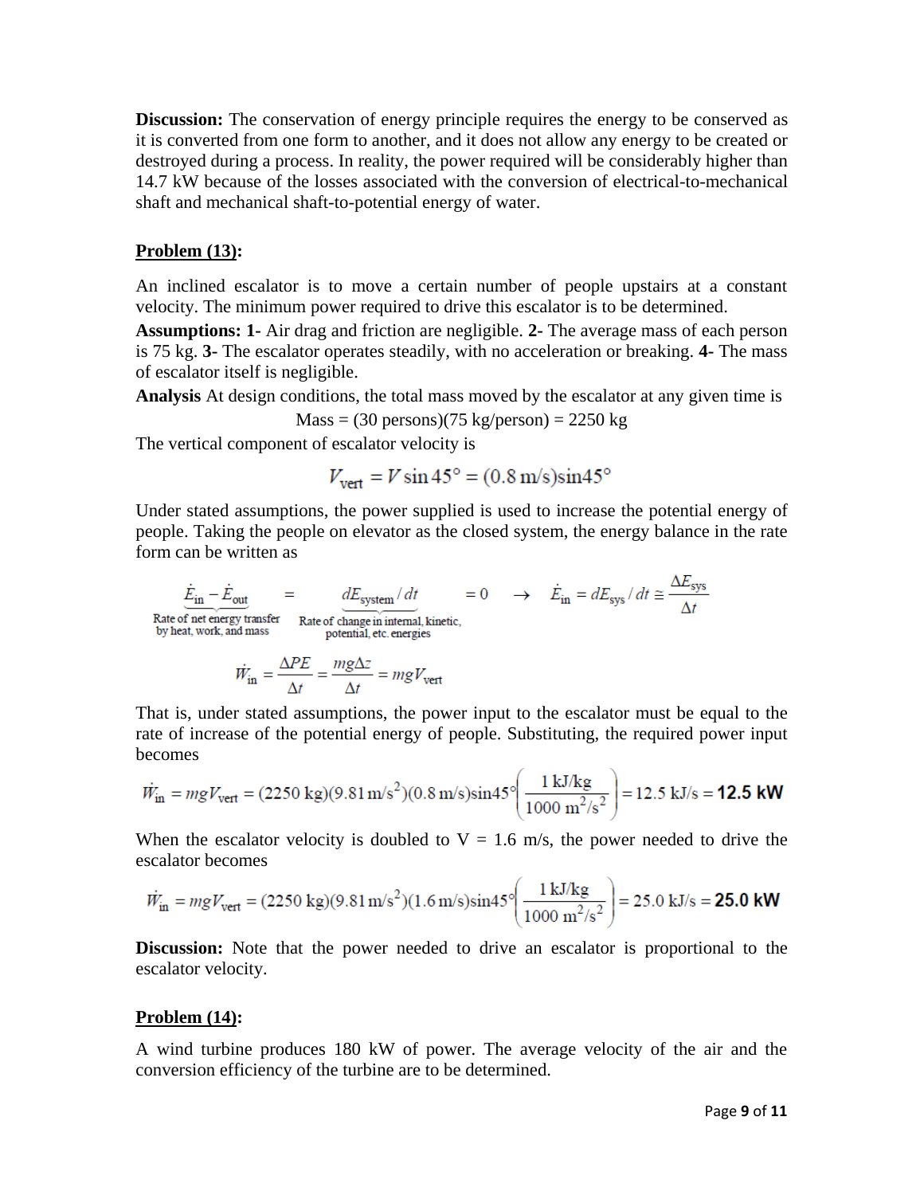**Discussion:** The conservation of energy principle requires the energy to be conserved as it is converted from one form to another, and it does not allow any energy to be created or destroyed during a process. In reality, the power required will be considerably higher than 14.7 kW because of the losses associated with the conversion of electrical-to-mechanical shaft and mechanical shaft-to-potential energy of water.

## Problem (13):

An inclined escalator is to move a certain number of people upstairs at a constant velocity. The minimum power required to drive this escalator is to be determined.

**Assumptions:** **1-** Air drag and friction are negligible. **2-** The average mass of each person is 75 kg. **3-** The escalator operates steadily, with no acceleration or breaking. **4-** The mass of escalator itself is negligible.

**Analysis** At design conditions, the total mass moved by the escalator at any given time is

$$\text{Mass} = (30 \text{ persons})(75 \text{ kg/person}) = 2250 \text{ kg}$$

The vertical component of escalator velocity is

$$V_{\text{vert}} = V \sin 45° = (0.8 \text{ m/s})\sin 45°$$

Under stated assumptions, the power supplied is used to increase the potential energy of people. Taking the people on elevator as the closed system, the energy balance in the rate form can be written as

$$\underbrace{\dot{E}_{\text{in}} - \dot{E}_{\text{out}}}_{\substack{\text{Rate of net energy transfer} \\ \text{by heat, work, and mass}}} = \underbrace{dE_{\text{system}}/dt}_{\substack{\text{Rate of change in internal, kinetic,} \\ \text{potential, etc. energies}}} = 0 \quad \rightarrow \quad \dot{E}_{\text{in}} = dE_{\text{sys}}/dt \cong \frac{\Delta E_{\text{sys}}}{\Delta t}$$

$$\dot{W}_{\text{in}} = \frac{\Delta PE}{\Delta t} = \frac{mg\Delta z}{\Delta t} = mgV_{\text{vert}}$$

That is, under stated assumptions, the power input to the escalator must be equal to the rate of increase of the potential energy of people. Substituting, the required power input becomes

$$\dot{W}_{\text{in}} = mgV_{\text{vert}} = (2250 \text{ kg})(9.81 \text{ m/s}^2)(0.8 \text{ m/s})\sin 45° \left(\frac{1 \text{ kJ/kg}}{1000 \text{ m}^2/\text{s}^2}\right) = 12.5 \text{ kJ/s} = \mathbf{12.5 \text{ kW}}$$

When the escalator velocity is doubled to V = 1.6 m/s, the power needed to drive the escalator becomes

$$\dot{W}_{\text{in}} = mgV_{\text{vert}} = (2250 \text{ kg})(9.81 \text{ m/s}^2)(1.6 \text{ m/s})\sin 45° \left(\frac{1 \text{ kJ/kg}}{1000 \text{ m}^2/\text{s}^2}\right) = 25.0 \text{ kJ/s} = \mathbf{25.0 \text{ kW}}$$

**Discussion:** Note that the power needed to drive an escalator is proportional to the escalator velocity.

## Problem (14):

A wind turbine produces 180 kW of power. The average velocity of the air and the conversion efficiency of the turbine are to be determined.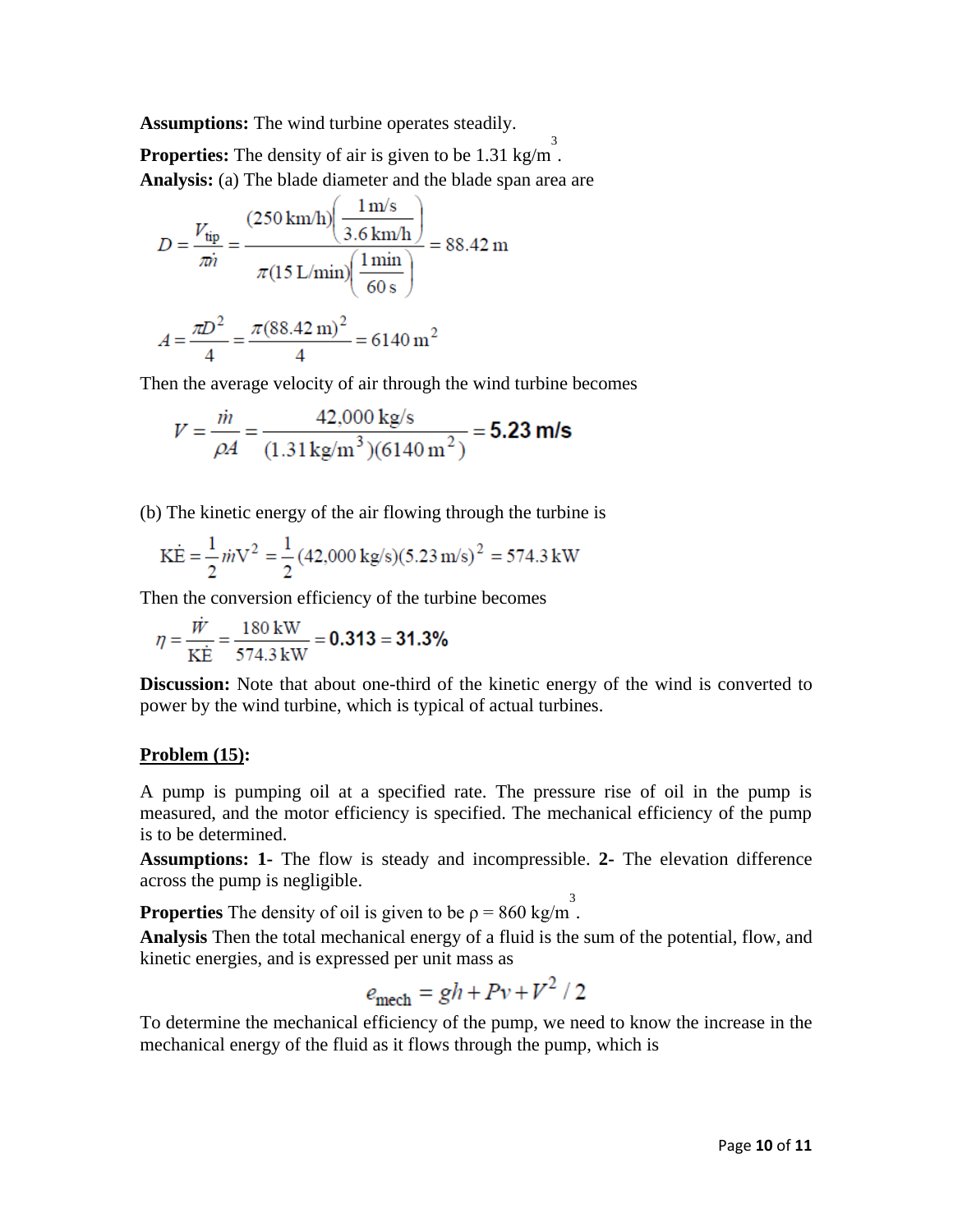**Assumptions:** The wind turbine operates steadily.

**Properties:** The density of air is given to be 1.31 kg/m$^3$.

**Analysis:** (a) The blade diameter and the blade span area are

$$D = \frac{V_{\text{tip}}}{\pi \dot{n}} = \frac{(250\ \text{km/h})\left(\dfrac{1\ \text{m/s}}{3.6\ \text{km/h}}\right)}{\pi(15\ \text{L/min})\left(\dfrac{1\ \text{min}}{60\ \text{s}}\right)} = 88.42\ \text{m}$$

$$A = \frac{\pi D^2}{4} = \frac{\pi(88.42\ \text{m})^2}{4} = 6140\ \text{m}^2$$

Then the average velocity of air through the wind turbine becomes

$$V = \frac{\dot{m}}{\rho A} = \frac{42{,}000\ \text{kg/s}}{(1.31\ \text{kg/m}^3)(6140\ \text{m}^2)} = \mathbf{5.23\ m/s}$$

(b) The kinetic energy of the air flowing through the turbine is

$$\dot{\text{KE}} = \frac{1}{2}\dot{m}V^2 = \frac{1}{2}(42{,}000\ \text{kg/s})(5.23\ \text{m/s})^2 = 574.3\ \text{kW}$$

Then the conversion efficiency of the turbine becomes

$$\eta = \frac{\dot{W}}{\dot{\text{KE}}} = \frac{180\ \text{kW}}{574.3\ \text{kW}} = \mathbf{0.313 = 31.3\%}$$

**Discussion:** Note that about one-third of the kinetic energy of the wind is converted to power by the wind turbine, which is typical of actual turbines.

**Problem (15):**

A pump is pumping oil at a specified rate. The pressure rise of oil in the pump is measured, and the motor efficiency is specified. The mechanical efficiency of the pump is to be determined.

**Assumptions: 1**- The flow is steady and incompressible. **2-** The elevation difference across the pump is negligible.

**Properties** The density of oil is given to be $\rho = 860$ kg/m$^3$.

**Analysis** Then the total mechanical energy of a fluid is the sum of the potential, flow, and kinetic energies, and is expressed per unit mass as

$$e_{\text{mech}} = gh + Pv + V^2/2$$

To determine the mechanical efficiency of the pump, we need to know the increase in the mechanical energy of the fluid as it flows through the pump, which is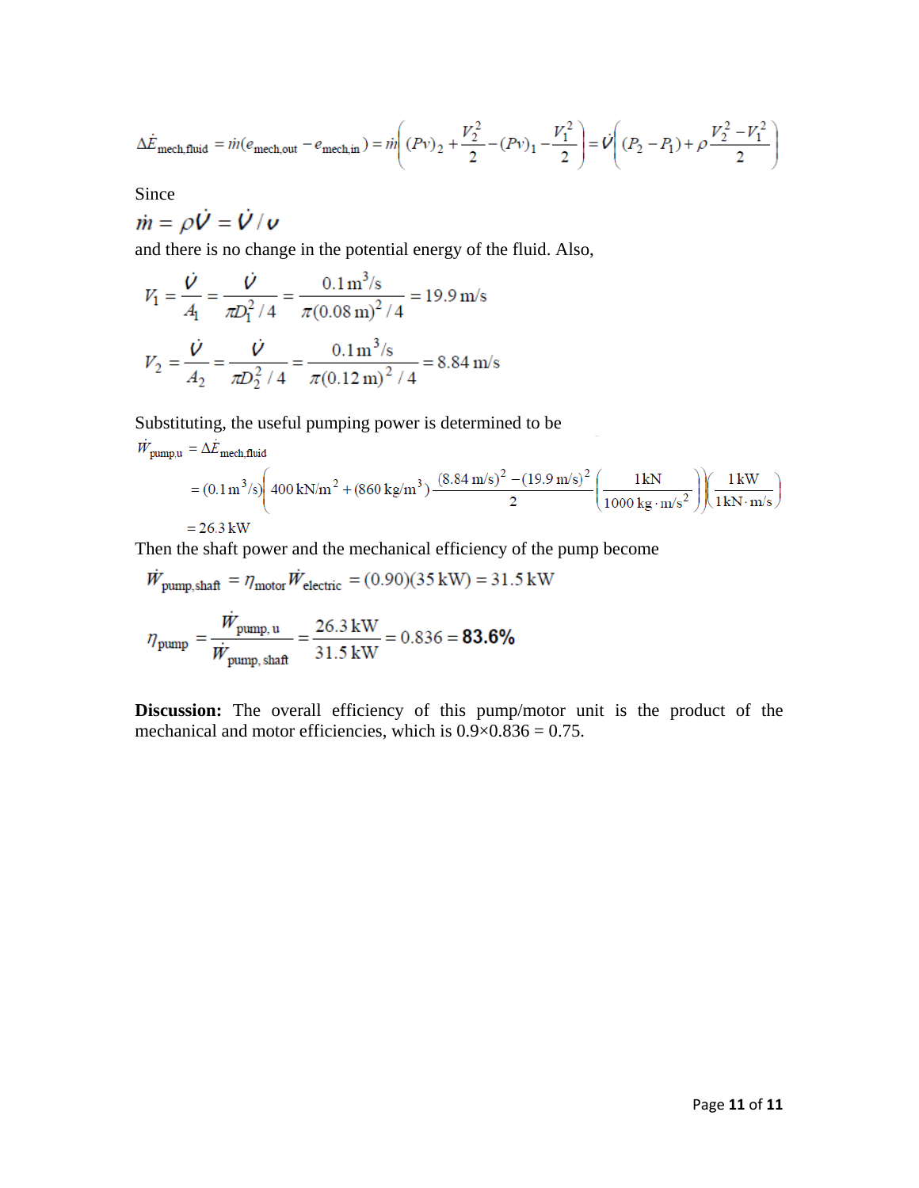$$\Delta \dot{E}_{\text{mech,fluid}} = \dot{m}(e_{\text{mech,out}} - e_{\text{mech,in}}) = \dot{m}\left((Pv)_2 + \frac{V_2^2}{2} - (Pv)_1 - \frac{V_1^2}{2}\right) = \dot{V}\left((P_2 - P_1) + \rho\frac{V_2^2 - V_1^2}{2}\right)$$

Since

$$\dot{m} = \rho\dot{V} = \dot{V}/v$$

and there is no change in the potential energy of the fluid. Also,

$$V_1 = \frac{\dot{V}}{A_1} = \frac{\dot{V}}{\pi D_1^2/4} = \frac{0.1\,\text{m}^3/\text{s}}{\pi(0.08\,\text{m})^2/4} = 19.9\,\text{m/s}$$

$$V_2 = \frac{\dot{V}}{A_2} = \frac{\dot{V}}{\pi D_2^2/4} = \frac{0.1\,\text{m}^3/\text{s}}{\pi(0.12\,\text{m})^2/4} = 8.84\,\text{m/s}$$

Substituting, the useful pumping power is determined to be

$$\dot{W}_{\text{pump,u}} = \Delta\dot{E}_{\text{mech,fluid}}$$

$$= (0.1\,\text{m}^3/\text{s})\left(400\,\text{kN/m}^2 + (860\,\text{kg/m}^3)\frac{(8.84\,\text{m/s})^2 - (19.9\,\text{m/s})^2}{2}\left(\frac{1\,\text{kN}}{1000\,\text{kg}\cdot\text{m/s}^2}\right)\right)\left(\frac{1\,\text{kW}}{1\,\text{kN}\cdot\text{m/s}}\right)$$

$$= 26.3\,\text{kW}$$

Then the shaft power and the mechanical efficiency of the pump become

$$\dot{W}_{\text{pump,shaft}} = \eta_{\text{motor}}\dot{W}_{\text{electric}} = (0.90)(35\,\text{kW}) = 31.5\,\text{kW}$$

$$\eta_{\text{pump}} = \frac{\dot{W}_{\text{pump, u}}}{\dot{W}_{\text{pump, shaft}}} = \frac{26.3\,\text{kW}}{31.5\,\text{kW}} = 0.836 = \mathbf{83.6\%}$$

**Discussion:** The overall efficiency of this pump/motor unit is the product of the mechanical and motor efficiencies, which is 0.9×0.836 = 0.75.